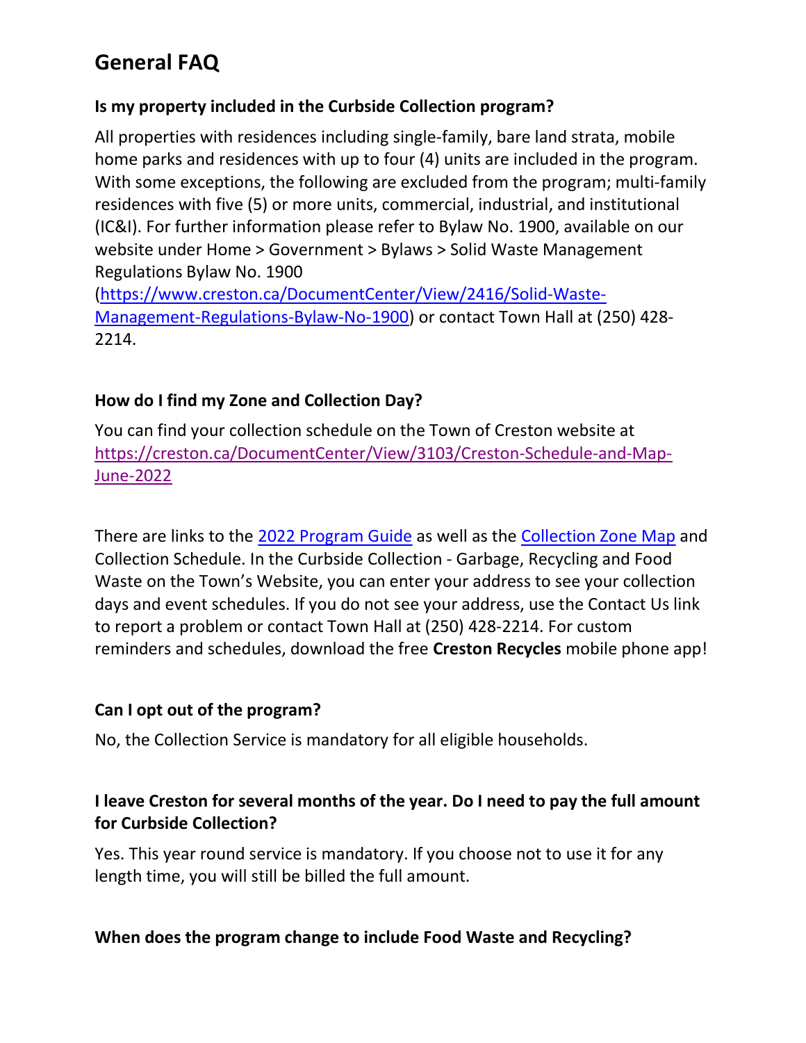# General FAQ

### Is my property included in the Curbside Collection program?

All properties with residences including single-family, bare land strata, mobile home parks and residences with up to four (4) units are included in the program. With some exceptions, the following are excluded from the program; multi-family residences with five (5) or more units, commercial, industrial, and institutional (IC&I). For further information please refer to Bylaw No. 1900, available on our website under Home > Government > Bylaws > Solid Waste Management Regulations Bylaw No. 1900 ([https://www.creston.ca/DocumentCenter/View/2416/Solid-Waste-Management-Regulations-Bylaw-No-1900](https://www.creston.ca/DocumentCenter/View/2416/Solid-Waste-Management-Regulations-Bylaw-No-1900)) or contact Town Hall at (250) 428-2214.

### How do I find my Zone and Collection Day?

You can find your collection schedule on the Town of Creston website at [https://creston.ca/DocumentCenter/View/3103/Creston-Schedule-and-Map-June-2022](https://creston.ca/DocumentCenter/View/3103/Creston-Schedule-and-Map-June-2022)

There are links to the 2022 Program Guide as well as the Collection Zone Map and Collection Schedule. In the Curbside Collection - Garbage, Recycling and Food Waste on the Town's Website, you can enter your address to see your collection days and event schedules. If you do not see your address, use the Contact Us link to report a problem or contact Town Hall at (250) 428-2214. For custom reminders and schedules, download the free **Creston Recycles** mobile phone app!

### Can I opt out of the program?

No, the Collection Service is mandatory for all eligible households.

### I leave Creston for several months of the year. Do I need to pay the full amount for Curbside Collection?

Yes. This year round service is mandatory. If you choose not to use it for any length time, you will still be billed the full amount.

### When does the program change to include Food Waste and Recycling?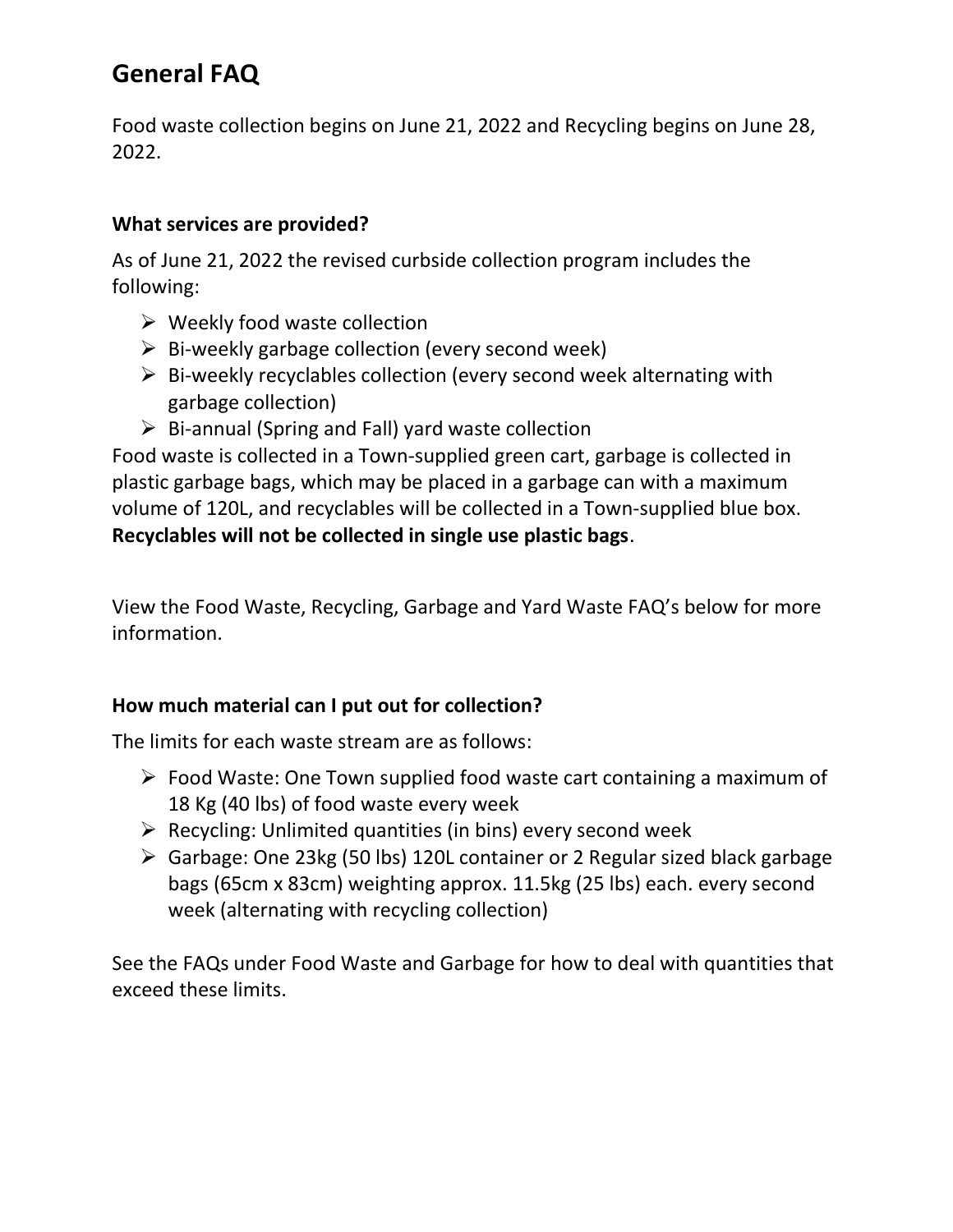## General FAQ

Food waste collection begins on June 21, 2022 and Recycling begins on June 28, 2022.

### What services are provided?

As of June 21, 2022 the revised curbside collection program includes the following:

- Weekly food waste collection
- Bi-weekly garbage collection (every second week)
- Bi-weekly recyclables collection (every second week alternating with garbage collection)
- Bi-annual (Spring and Fall) yard waste collection

Food waste is collected in a Town-supplied green cart, garbage is collected in plastic garbage bags, which may be placed in a garbage can with a maximum volume of 120L, and recyclables will be collected in a Town-supplied blue box. **Recyclables will not be collected in single use plastic bags**.

View the Food Waste, Recycling, Garbage and Yard Waste FAQ's below for more information.

### How much material can I put out for collection?

The limits for each waste stream are as follows:

- Food Waste: One Town supplied food waste cart containing a maximum of 18 Kg (40 lbs) of food waste every week
- Recycling: Unlimited quantities (in bins) every second week
- Garbage: One 23kg (50 lbs) 120L container or 2 Regular sized black garbage bags (65cm x 83cm) weighting approx. 11.5kg (25 lbs) each. every second week (alternating with recycling collection)

See the FAQs under Food Waste and Garbage for how to deal with quantities that exceed these limits.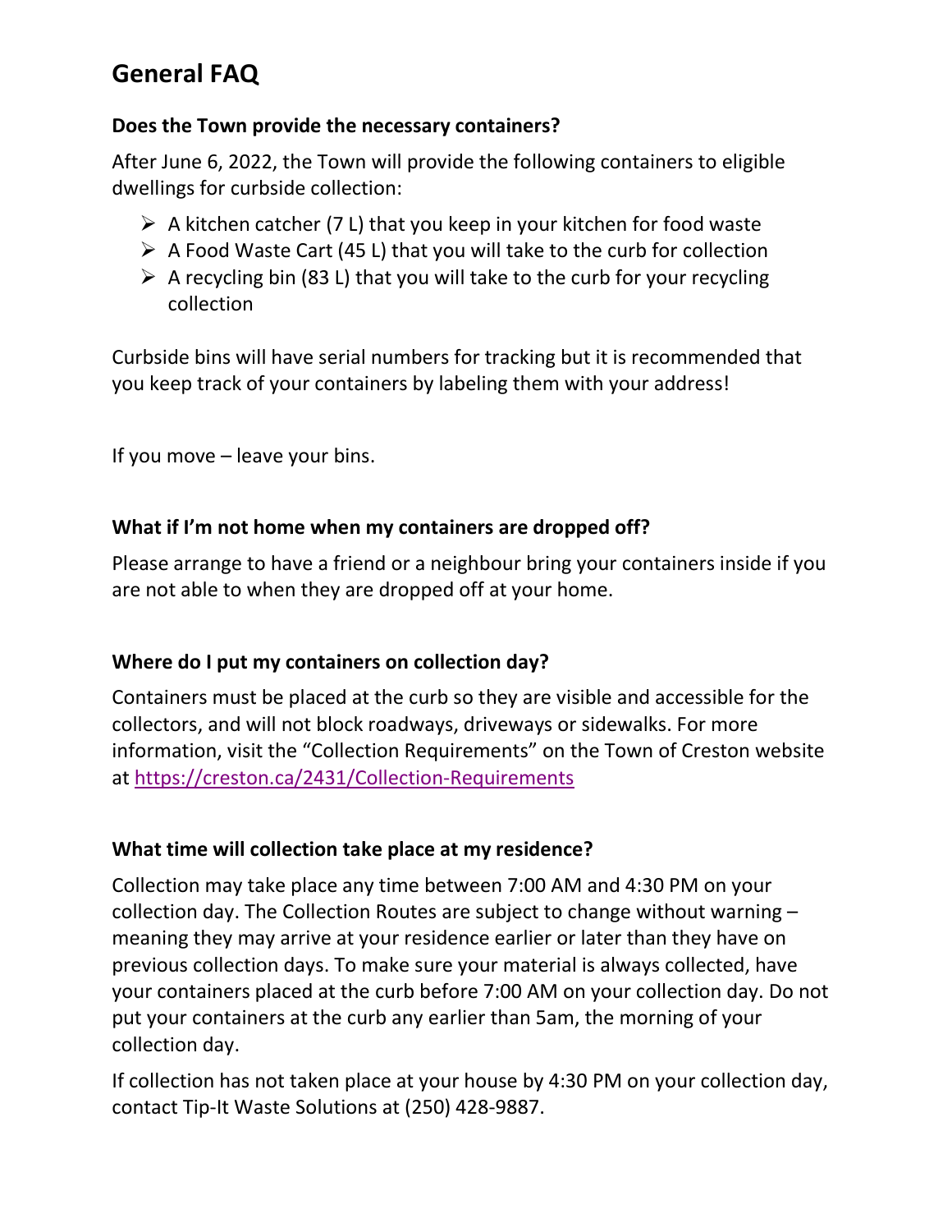# General FAQ

### Does the Town provide the necessary containers?

After June 6, 2022, the Town will provide the following containers to eligible dwellings for curbside collection:

- A kitchen catcher (7 L) that you keep in your kitchen for food waste
- A Food Waste Cart (45 L) that you will take to the curb for collection
- A recycling bin (83 L) that you will take to the curb for your recycling collection

Curbside bins will have serial numbers for tracking but it is recommended that you keep track of your containers by labeling them with your address!

If you move – leave your bins.

### What if I'm not home when my containers are dropped off?

Please arrange to have a friend or a neighbour bring your containers inside if you are not able to when they are dropped off at your home.

### Where do I put my containers on collection day?

Containers must be placed at the curb so they are visible and accessible for the collectors, and will not block roadways, driveways or sidewalks. For more information, visit the "Collection Requirements" on the Town of Creston website at https://creston.ca/2431/Collection-Requirements

### What time will collection take place at my residence?

Collection may take place any time between 7:00 AM and 4:30 PM on your collection day. The Collection Routes are subject to change without warning – meaning they may arrive at your residence earlier or later than they have on previous collection days. To make sure your material is always collected, have your containers placed at the curb before 7:00 AM on your collection day. Do not put your containers at the curb any earlier than 5am, the morning of your collection day.

If collection has not taken place at your house by 4:30 PM on your collection day, contact Tip-It Waste Solutions at (250) 428-9887.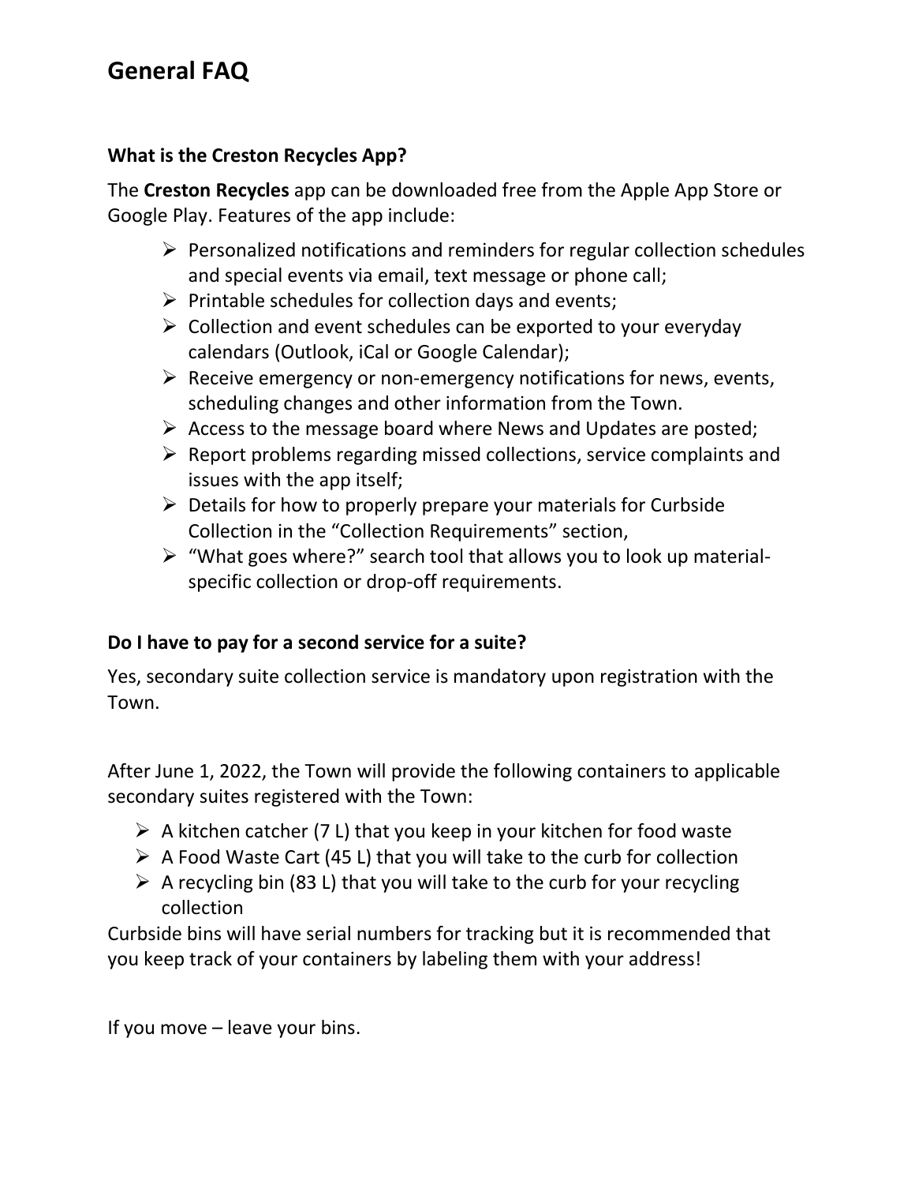# General FAQ

### What is the Creston Recycles App?

The **Creston Recycles** app can be downloaded free from the Apple App Store or Google Play. Features of the app include:

- Personalized notifications and reminders for regular collection schedules and special events via email, text message or phone call;
- Printable schedules for collection days and events;
- Collection and event schedules can be exported to your everyday calendars (Outlook, iCal or Google Calendar);
- Receive emergency or non-emergency notifications for news, events, scheduling changes and other information from the Town.
- Access to the message board where News and Updates are posted;
- Report problems regarding missed collections, service complaints and issues with the app itself;
- Details for how to properly prepare your materials for Curbside Collection in the "Collection Requirements" section,
- "What goes where?" search tool that allows you to look up material-specific collection or drop-off requirements.

### Do I have to pay for a second service for a suite?

Yes, secondary suite collection service is mandatory upon registration with the Town.

After June 1, 2022, the Town will provide the following containers to applicable secondary suites registered with the Town:

- A kitchen catcher (7 L) that you keep in your kitchen for food waste
- A Food Waste Cart (45 L) that you will take to the curb for collection
- A recycling bin (83 L) that you will take to the curb for your recycling collection

Curbside bins will have serial numbers for tracking but it is recommended that you keep track of your containers by labeling them with your address!

If you move – leave your bins.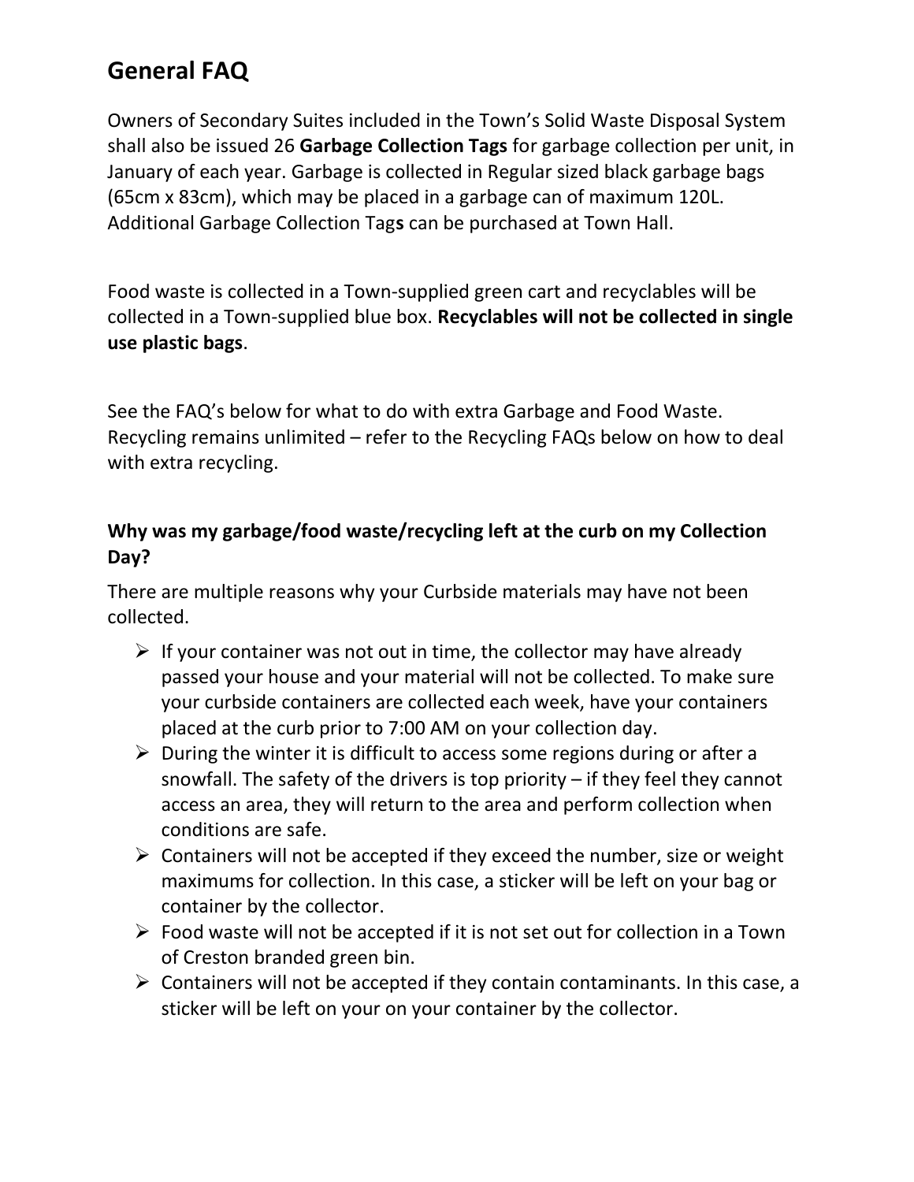## General FAQ

Owners of Secondary Suites included in the Town's Solid Waste Disposal System shall also be issued 26 **Garbage Collection Tags** for garbage collection per unit, in January of each year. Garbage is collected in Regular sized black garbage bags (65cm x 83cm), which may be placed in a garbage can of maximum 120L. Additional Garbage Collection Tag**s** can be purchased at Town Hall.

Food waste is collected in a Town-supplied green cart and recyclables will be collected in a Town-supplied blue box. **Recyclables will not be collected in single use plastic bags**.

See the FAQ's below for what to do with extra Garbage and Food Waste. Recycling remains unlimited – refer to the Recycling FAQs below on how to deal with extra recycling.

### Why was my garbage/food waste/recycling left at the curb on my Collection Day?

There are multiple reasons why your Curbside materials may have not been collected.

- If your container was not out in time, the collector may have already passed your house and your material will not be collected. To make sure your curbside containers are collected each week, have your containers placed at the curb prior to 7:00 AM on your collection day.
- During the winter it is difficult to access some regions during or after a snowfall. The safety of the drivers is top priority – if they feel they cannot access an area, they will return to the area and perform collection when conditions are safe.
- Containers will not be accepted if they exceed the number, size or weight maximums for collection. In this case, a sticker will be left on your bag or container by the collector.
- Food waste will not be accepted if it is not set out for collection in a Town of Creston branded green bin.
- Containers will not be accepted if they contain contaminants. In this case, a sticker will be left on your on your container by the collector.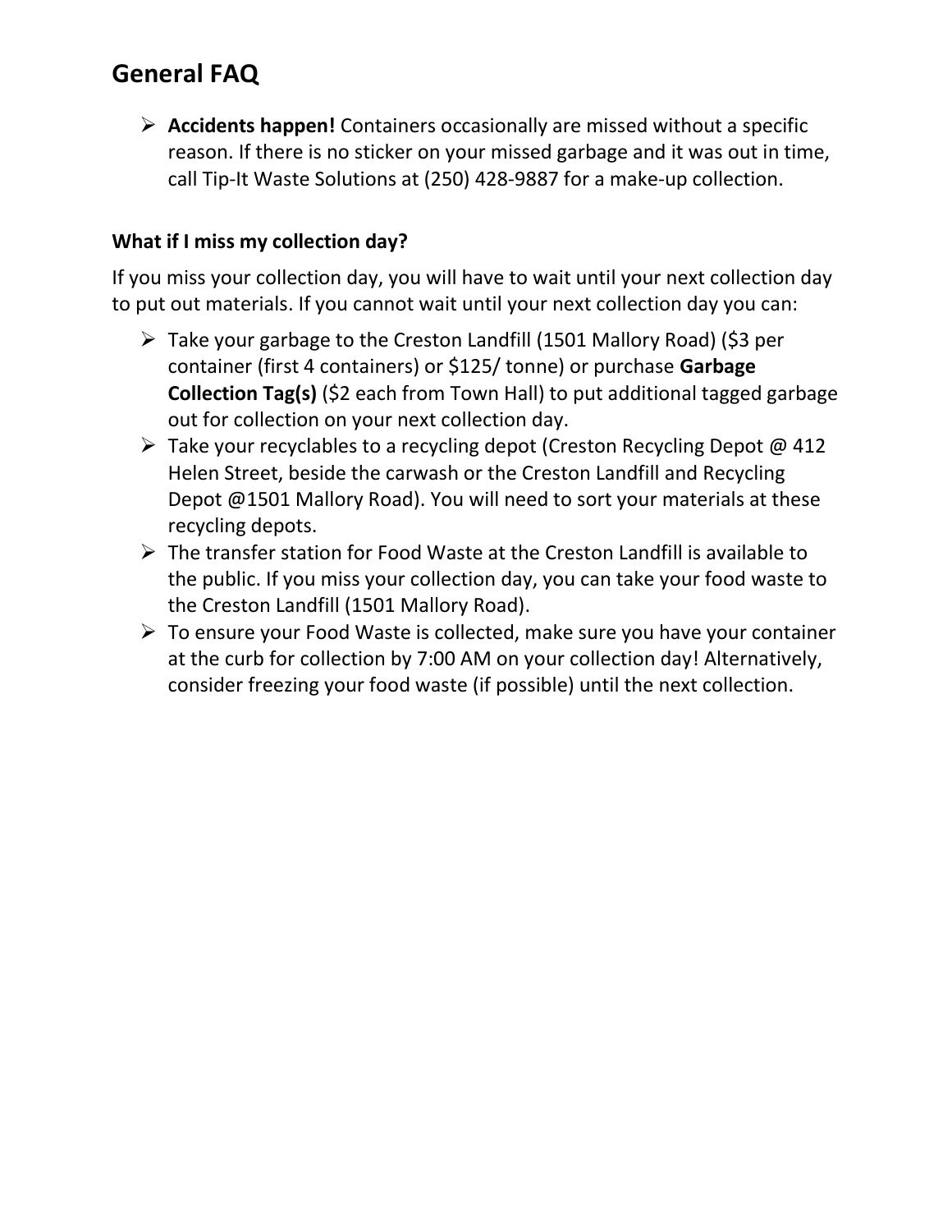## General FAQ

- **Accidents happen!** Containers occasionally are missed without a specific reason. If there is no sticker on your missed garbage and it was out in time, call Tip-It Waste Solutions at (250) 428-9887 for a make-up collection.

### What if I miss my collection day?

If you miss your collection day, you will have to wait until your next collection day to put out materials. If you cannot wait until your next collection day you can:

- Take your garbage to the Creston Landfill (1501 Mallory Road) ($3 per container (first 4 containers) or $125/ tonne) or purchase **Garbage Collection Tag(s)** ($2 each from Town Hall) to put additional tagged garbage out for collection on your next collection day.
- Take your recyclables to a recycling depot (Creston Recycling Depot @ 412 Helen Street, beside the carwash or the Creston Landfill and Recycling Depot @1501 Mallory Road). You will need to sort your materials at these recycling depots.
- The transfer station for Food Waste at the Creston Landfill is available to the public. If you miss your collection day, you can take your food waste to the Creston Landfill (1501 Mallory Road).
- To ensure your Food Waste is collected, make sure you have your container at the curb for collection by 7:00 AM on your collection day! Alternatively, consider freezing your food waste (if possible) until the next collection.